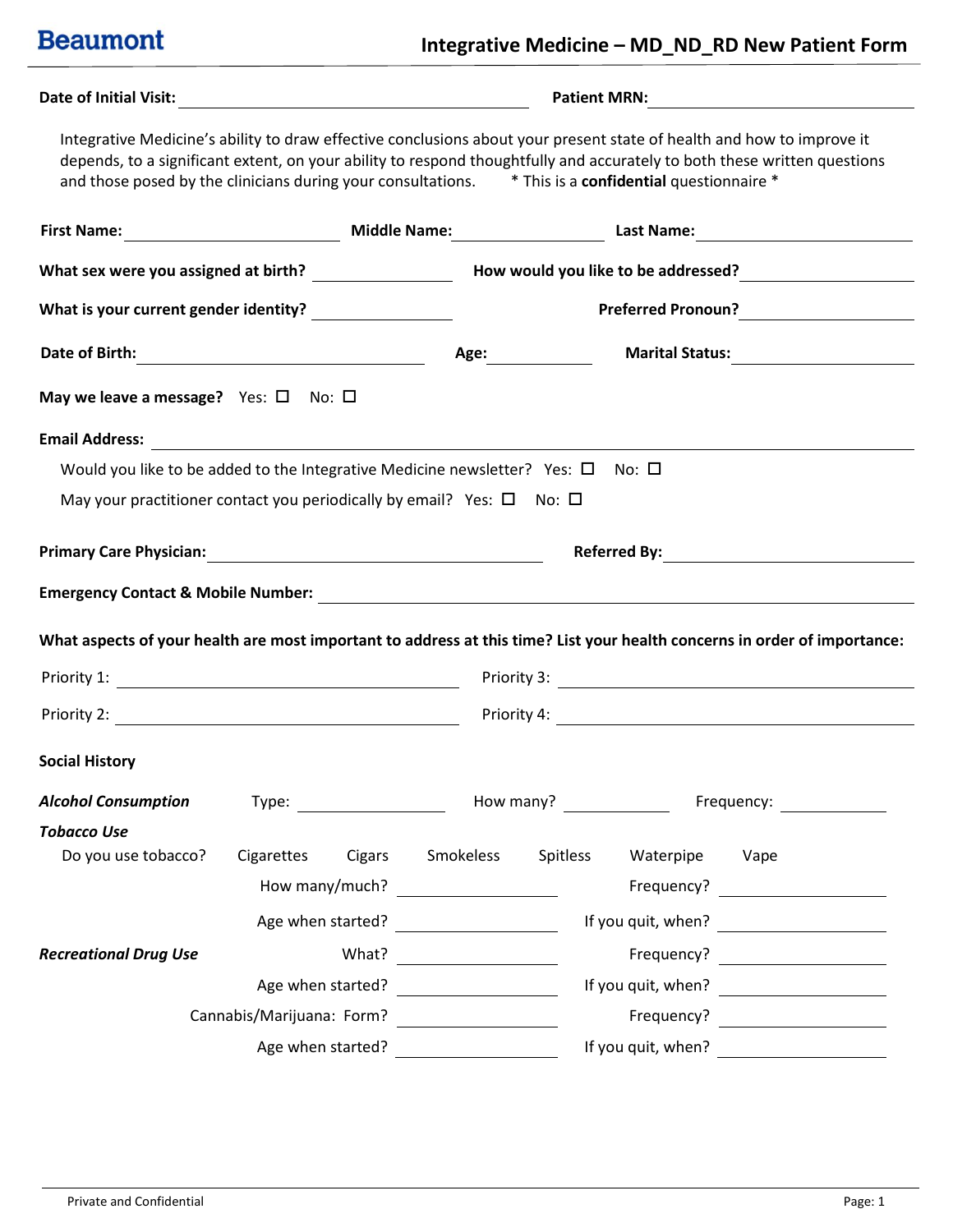**Beaumont**

# Integrative Medicine – MD_ND_RD New Patient Form

**Date of Initial Visit:** ______________________ **Patient MRN:** ______________________

Integrative Medicine's ability to draw effective conclusions about your present state of health and how to improve it depends, to a significant extent, on your ability to respond thoughtfully and accurately to both these written questions and those posed by the clinicians during your consultations. * This is a **confidential** questionnaire *

**First Name:** ______________ **Middle Name:** ______________ **Last Name:** ______________

**What sex were you assigned at birth?** ______________ **How would you like to be addressed?** ______________

**What is your current gender identity?** ______________ **Preferred Pronoun?** ______________

**Date of Birth:** ______________ **Age:** ________ **Marital Status:** ______________

**May we leave a message?** Yes: ☐ No: ☐

**Email Address:** ______________________________________________

Would you like to be added to the Integrative Medicine newsletter? Yes: ☐ No: ☐

May your practitioner contact you periodically by email? Yes: ☐ No: ☐

**Primary Care Physician:** ______________________ **Referred By:** ______________________

**Emergency Contact & Mobile Number:** ______________________________________________

**What aspects of your health are most important to address at this time? List your health concerns in order of importance:**

Priority 1: ______________________ Priority 3: ______________________

Priority 2: ______________________ Priority 4: ______________________

**Social History**

***Alcohol Consumption*** Type: ______________ How many? ________ Frequency: ________

***Tobacco Use***

Do you use tobacco? Cigarettes Cigars Smokeless Spitless Waterpipe Vape

How many/much? ______________ Frequency? ______________

Age when started? ______________ If you quit, when? ______________

***Recreational Drug Use*** What? ______________ Frequency? ______________

Age when started? ______________ If you quit, when? ______________

Cannabis/Marijuana: Form? ______________ Frequency? ______________

Age when started? ______________ If you quit, when? ______________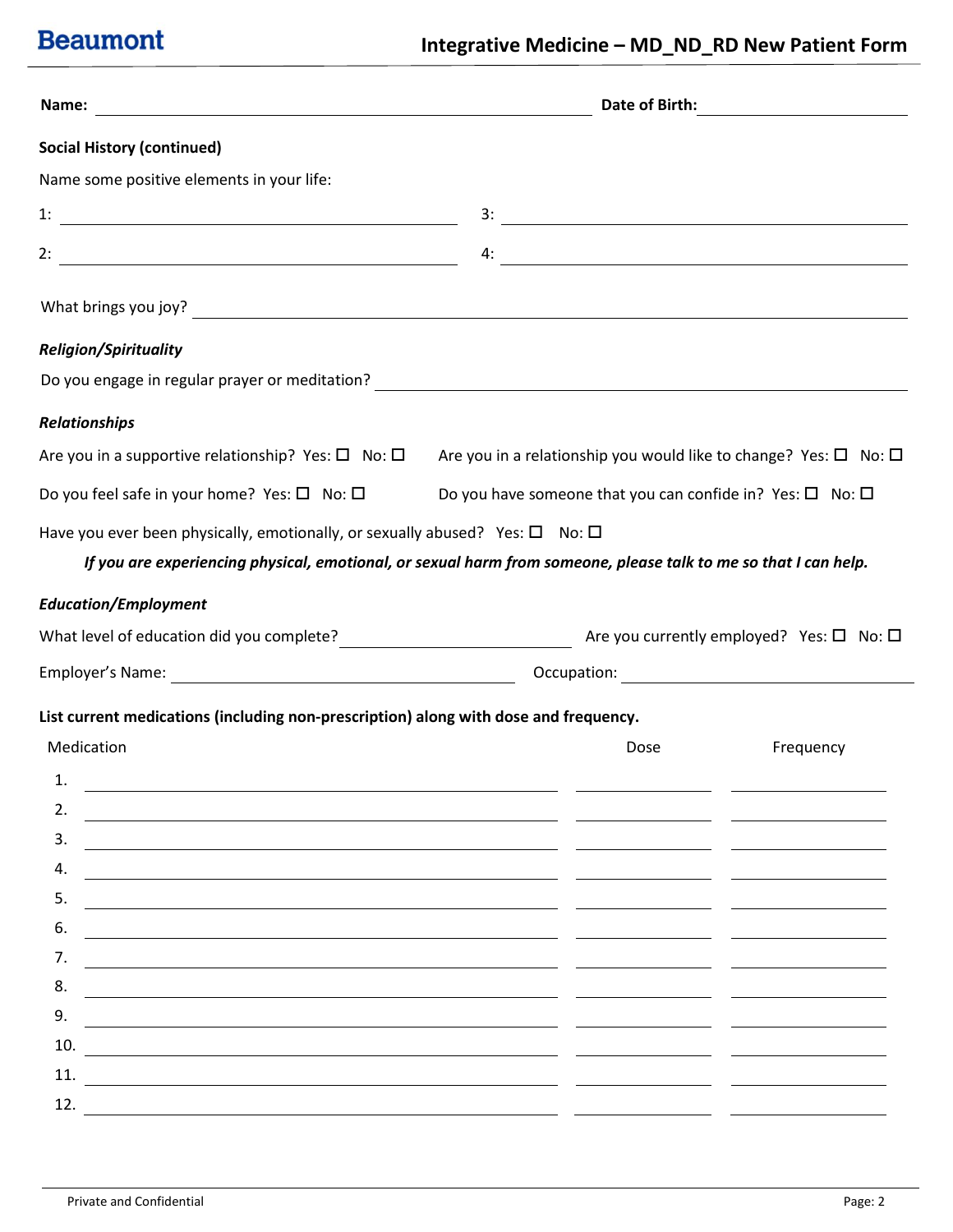Name: \_\_\_\_\_\_\_\_\_\_\_\_\_\_\_\_\_\_\_\_ Date of Birth: \_\_\_\_\_\_\_\_\_\_\_\_

**Social History (continued)**

Name some positive elements in your life:

1: \_\_\_\_\_\_\_\_\_\_\_\_\_\_\_\_\_\_\_\_ 3: \_\_\_\_\_\_\_\_\_\_\_\_\_\_\_\_\_\_\_\_

2: \_\_\_\_\_\_\_\_\_\_\_\_\_\_\_\_\_\_\_\_ 4: \_\_\_\_\_\_\_\_\_\_\_\_\_\_\_\_\_\_\_\_

What brings you joy? \_\_\_\_\_\_\_\_\_\_\_\_\_\_\_\_\_\_\_\_

***Religion/Spirituality***

Do you engage in regular prayer or meditation? \_\_\_\_\_\_\_\_\_\_\_\_\_\_\_\_\_\_\_\_

***Relationships***

Are you in a supportive relationship? Yes: ☐ No: ☐

Are you in a relationship you would like to change? Yes: ☐ No: ☐

Do you feel safe in your home? Yes: ☐ No: ☐

Do you have someone that you can confide in? Yes: ☐ No: ☐

Have you ever been physically, emotionally, or sexually abused? Yes: ☐ No: ☐

***If you are experiencing physical, emotional, or sexual harm from someone, please talk to me so that I can help.***

***Education/Employment***

What level of education did you complete? \_\_\_\_\_\_\_\_\_\_\_\_\_\_\_\_\_\_\_\_ Are you currently employed? Yes: ☐ No: ☐

Employer's Name: \_\_\_\_\_\_\_\_\_\_\_\_\_\_\_\_\_\_\_\_ Occupation: \_\_\_\_\_\_\_\_\_\_\_\_\_\_\_\_\_\_\_\_

**List current medications (including non-prescription) along with dose and frequency.**

| | Medication | Dose | Frequency |
|---|---|---|---|
| 1. | | | |
| 2. | | | |
| 3. | | | |
| 4. | | | |
| 5. | | | |
| 6. | | | |
| 7. | | | |
| 8. | | | |
| 9. | | | |
| 10. | | | |
| 11. | | | |
| 12. | | | |

Private and Confidential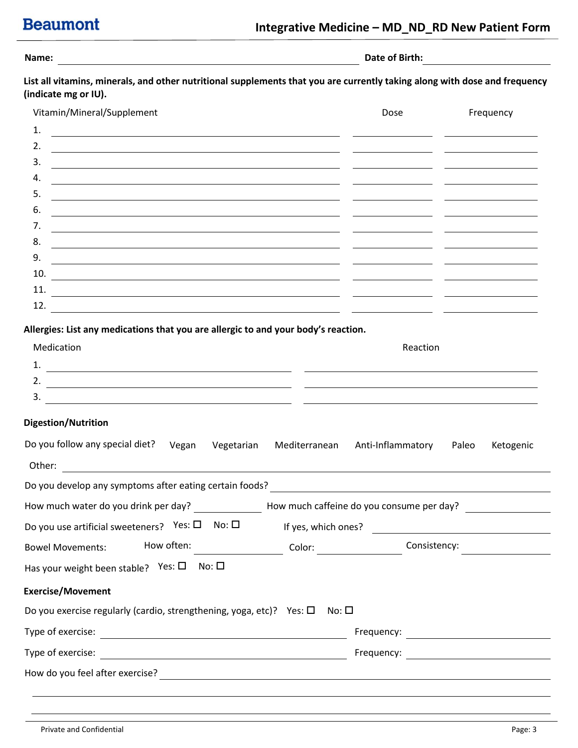**Name:** \_\_\_\_\_\_\_\_\_\_\_\_\_\_\_\_\_\_\_\_\_\_\_\_\_\_\_\_\_\_\_\_ **Date of Birth:** \_\_\_\_\_\_\_\_\_\_\_\_\_\_\_\_

**List all vitamins, minerals, and other nutritional supplements that you are currently taking along with dose and frequency (indicate mg or IU).**

| | Vitamin/Mineral/Supplement | Dose | Frequency |
|---|---|---|---|
| 1. | | | |
| 2. | | | |
| 3. | | | |
| 4. | | | |
| 5. | | | |
| 6. | | | |
| 7. | | | |
| 8. | | | |
| 9. | | | |
| 10. | | | |
| 11. | | | |
| 12. | | | |

**Allergies: List any medications that you are allergic to and your body's reaction.**

| | Medication | Reaction |
|---|---|---|
| 1. | | |
| 2. | | |
| 3. | | |

**Digestion/Nutrition**

Do you follow any special diet? Vegan Vegetarian Mediterranean Anti-Inflammatory Paleo Ketogenic

Other: \_\_\_\_\_\_\_\_\_\_\_\_\_\_\_\_\_\_\_\_\_\_\_\_\_\_\_\_\_\_\_\_

Do you develop any symptoms after eating certain foods? \_\_\_\_\_\_\_\_\_\_\_\_\_\_\_\_\_\_\_\_\_\_\_\_

How much water do you drink per day? \_\_\_\_\_\_\_\_\_\_ How much caffeine do you consume per day? \_\_\_\_\_\_\_\_\_\_

Do you use artificial sweeteners? Yes: ☐ No: ☐ If yes, which ones? \_\_\_\_\_\_\_\_\_\_\_\_\_\_\_\_

Bowel Movements: How often: \_\_\_\_\_\_\_\_\_\_ Color: \_\_\_\_\_\_\_\_\_\_ Consistency: \_\_\_\_\_\_\_\_\_\_

Has your weight been stable? Yes: ☐ No: ☐

**Exercise/Movement**

Do you exercise regularly (cardio, strengthening, yoga, etc)? Yes: ☐ No: ☐

Type of exercise: \_\_\_\_\_\_\_\_\_\_\_\_\_\_\_\_\_\_\_\_ Frequency: \_\_\_\_\_\_\_\_\_\_\_\_

Type of exercise: \_\_\_\_\_\_\_\_\_\_\_\_\_\_\_\_\_\_\_\_ Frequency: \_\_\_\_\_\_\_\_\_\_\_\_

How do you feel after exercise? \_\_\_\_\_\_\_\_\_\_\_\_\_\_\_\_\_\_\_\_\_\_\_\_\_\_\_\_\_\_\_\_

\_\_\_\_\_\_\_\_\_\_\_\_\_\_\_\_\_\_\_\_\_\_\_\_\_\_\_\_\_\_\_\_\_\_\_\_\_\_\_\_\_\_\_\_\_\_\_\_\_\_\_\_\_\_\_\_\_\_\_\_

\_\_\_\_\_\_\_\_\_\_\_\_\_\_\_\_\_\_\_\_\_\_\_\_\_\_\_\_\_\_\_\_\_\_\_\_\_\_\_\_\_\_\_\_\_\_\_\_\_\_\_\_\_\_\_\_\_\_\_\_

Private and Confidential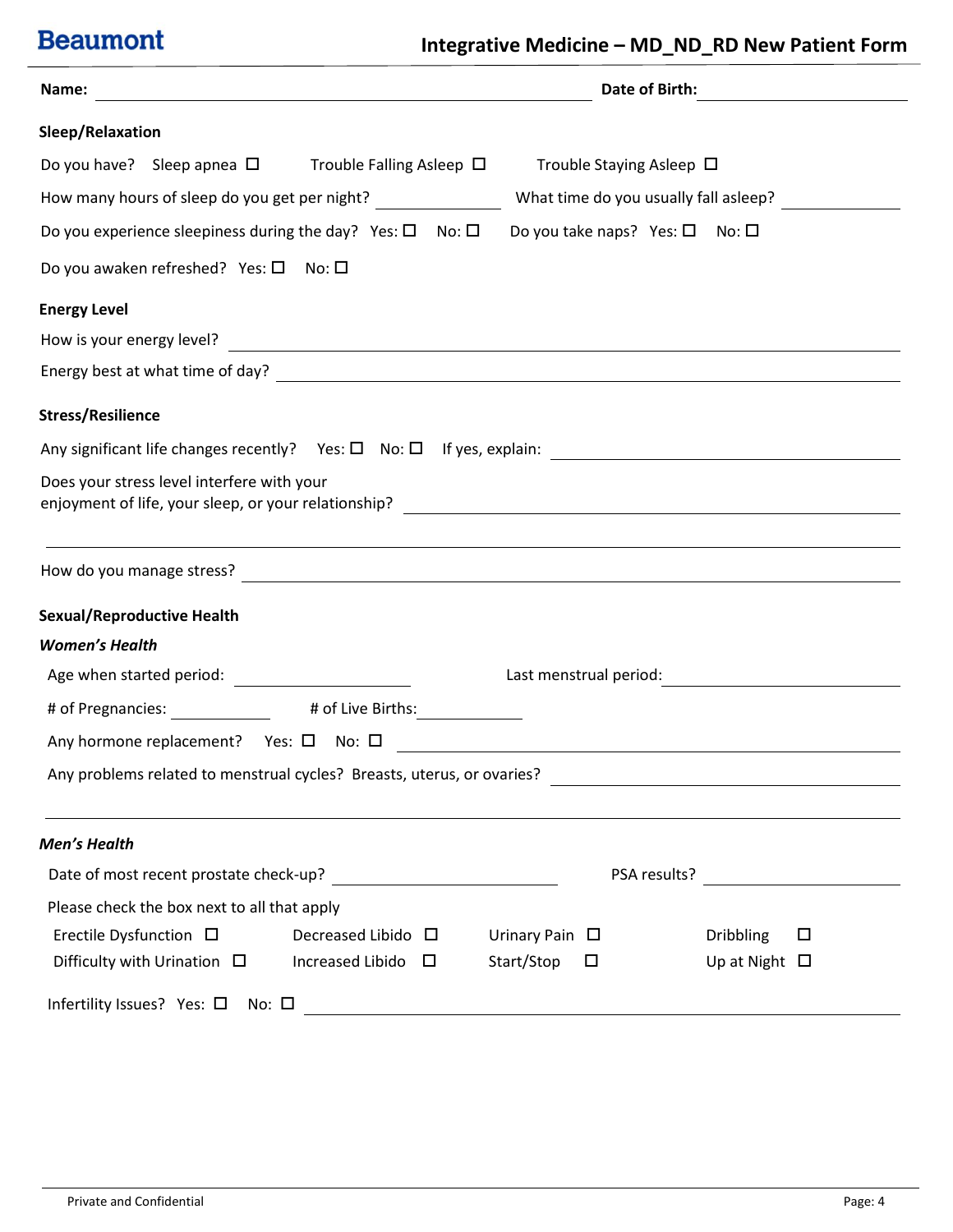**Beaumont**

# Integrative Medicine – MD_ND_RD New Patient Form

**Name:** ______________________________ **Date of Birth:** ______________

## Sleep/Relaxation

Do you have? Sleep apnea ☐ Trouble Falling Asleep ☐ Trouble Staying Asleep ☐

How many hours of sleep do you get per night? ____________ What time do you usually fall asleep? ____________

Do you experience sleepiness during the day? Yes: ☐ No: ☐ Do you take naps? Yes: ☐ No: ☐

Do you awaken refreshed? Yes: ☐ No: ☐

## Energy Level

How is your energy level? ______________________________

Energy best at what time of day? ______________________________

## Stress/Resilience

Any significant life changes recently? Yes: ☐ No: ☐ If yes, explain: ______________________________

Does your stress level interfere with your enjoyment of life, your sleep, or your relationship? ______________________________

______________________________

How do you manage stress? ______________________________

## Sexual/Reproductive Health

### *Women's Health*

Age when started period: ____________ Last menstrual period: ____________

# of Pregnancies: ________ # of Live Births: ________

Any hormone replacement? Yes: ☐ No: ☐ ______________________________

Any problems related to menstrual cycles? Breasts, uterus, or ovaries? ______________________________

______________________________

### *Men's Health*

Date of most recent prostate check-up? ____________ PSA results? ____________

Please check the box next to all that apply

Erectile Dysfunction ☐ Decreased Libido ☐ Urinary Pain ☐ Dribbling ☐

Difficulty with Urination ☐ Increased Libido ☐ Start/Stop ☐ Up at Night ☐

Infertility Issues? Yes: ☐ No: ☐ ______________________________

Private and Confidential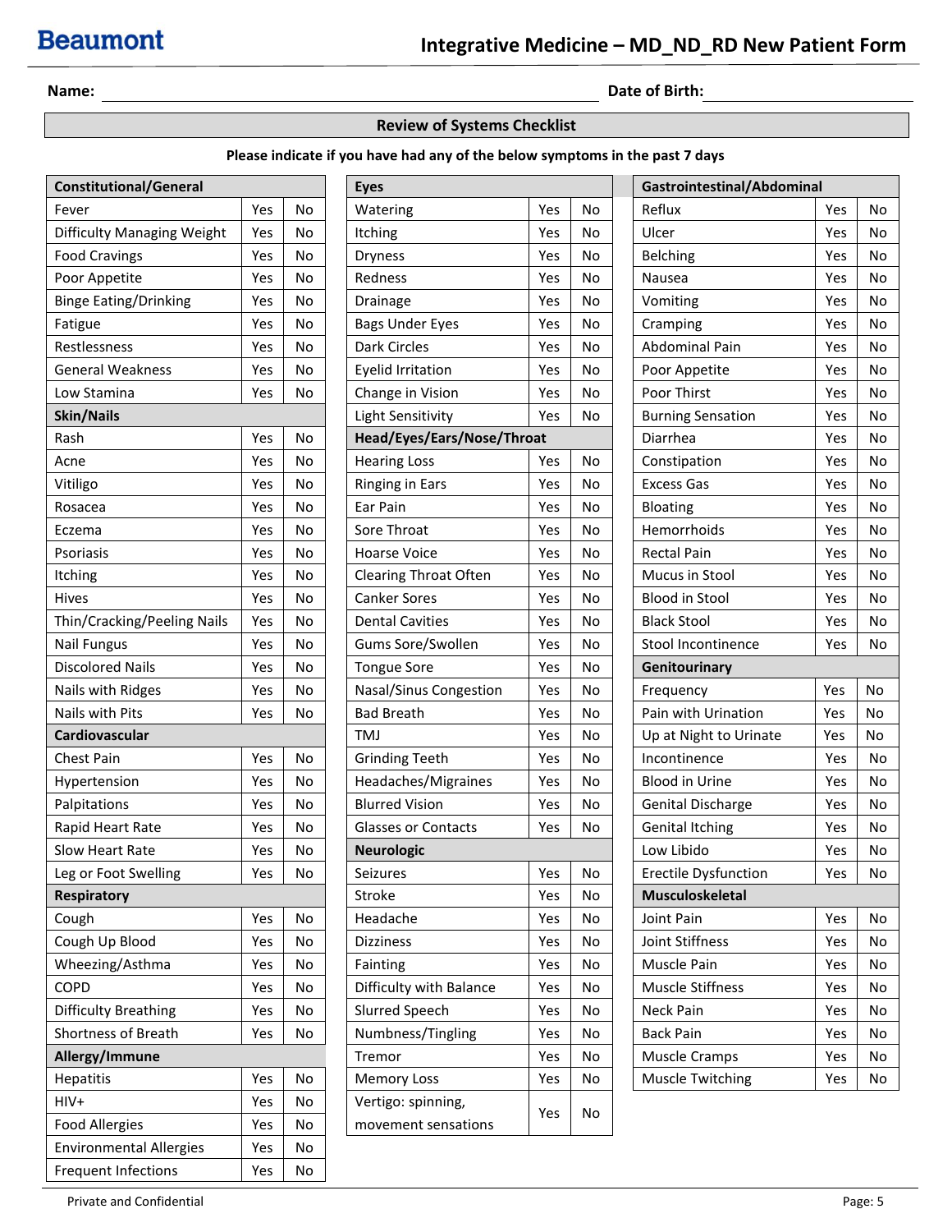# Integrative Medicine – MD_ND_RD New Patient Form

**Name:** ______________________ **Date of Birth:** ______________

## Review of Systems Checklist

**Please indicate if you have had any of the below symptoms in the past 7 days**

| Constitutional/General | | |
|---|---|---|
| Fever | Yes | No |
| Difficulty Managing Weight | Yes | No |
| Food Cravings | Yes | No |
| Poor Appetite | Yes | No |
| Binge Eating/Drinking | Yes | No |
| Fatigue | Yes | No |
| Restlessness | Yes | No |
| General Weakness | Yes | No |
| Low Stamina | Yes | No |
| **Skin/Nails** | | |
| Rash | Yes | No |
| Acne | Yes | No |
| Vitiligo | Yes | No |
| Rosacea | Yes | No |
| Eczema | Yes | No |
| Psoriasis | Yes | No |
| Itching | Yes | No |
| Hives | Yes | No |
| Thin/Cracking/Peeling Nails | Yes | No |
| Nail Fungus | Yes | No |
| Discolored Nails | Yes | No |
| Nails with Ridges | Yes | No |
| Nails with Pits | Yes | No |
| **Cardiovascular** | | |
| Chest Pain | Yes | No |
| Hypertension | Yes | No |
| Palpitations | Yes | No |
| Rapid Heart Rate | Yes | No |
| Slow Heart Rate | Yes | No |
| Leg or Foot Swelling | Yes | No |
| **Respiratory** | | |
| Cough | Yes | No |
| Cough Up Blood | Yes | No |
| Wheezing/Asthma | Yes | No |
| COPD | Yes | No |
| Difficulty Breathing | Yes | No |
| Shortness of Breath | Yes | No |
| **Allergy/Immune** | | |
| Hepatitis | Yes | No |
| HIV+ | Yes | No |
| Food Allergies | Yes | No |
| Environmental Allergies | Yes | No |
| Frequent Infections | Yes | No |

| Eyes | | |
|---|---|---|
| Watering | Yes | No |
| Itching | Yes | No |
| Dryness | Yes | No |
| Redness | Yes | No |
| Drainage | Yes | No |
| Bags Under Eyes | Yes | No |
| Dark Circles | Yes | No |
| Eyelid Irritation | Yes | No |
| Change in Vision | Yes | No |
| Light Sensitivity | Yes | No |
| **Head/Eyes/Ears/Nose/Throat** | | |
| Hearing Loss | Yes | No |
| Ringing in Ears | Yes | No |
| Ear Pain | Yes | No |
| Sore Throat | Yes | No |
| Hoarse Voice | Yes | No |
| Clearing Throat Often | Yes | No |
| Canker Sores | Yes | No |
| Dental Cavities | Yes | No |
| Gums Sore/Swollen | Yes | No |
| Tongue Sore | Yes | No |
| Nasal/Sinus Congestion | Yes | No |
| Bad Breath | Yes | No |
| TMJ | Yes | No |
| Grinding Teeth | Yes | No |
| Headaches/Migraines | Yes | No |
| Blurred Vision | Yes | No |
| Glasses or Contacts | Yes | No |
| **Neurologic** | | |
| Seizures | Yes | No |
| Stroke | Yes | No |
| Headache | Yes | No |
| Dizziness | Yes | No |
| Fainting | Yes | No |
| Difficulty with Balance | Yes | No |
| Slurred Speech | Yes | No |
| Numbness/Tingling | Yes | No |
| Tremor | Yes | No |
| Memory Loss | Yes | No |
| Vertigo: spinning, movement sensations | Yes | No |

| Gastrointestinal/Abdominal | | |
|---|---|---|
| Reflux | Yes | No |
| Ulcer | Yes | No |
| Belching | Yes | No |
| Nausea | Yes | No |
| Vomiting | Yes | No |
| Cramping | Yes | No |
| Abdominal Pain | Yes | No |
| Poor Appetite | Yes | No |
| Poor Thirst | Yes | No |
| Burning Sensation | Yes | No |
| Diarrhea | Yes | No |
| Constipation | Yes | No |
| Excess Gas | Yes | No |
| Bloating | Yes | No |
| Hemorrhoids | Yes | No |
| Rectal Pain | Yes | No |
| Mucus in Stool | Yes | No |
| Blood in Stool | Yes | No |
| Black Stool | Yes | No |
| Stool Incontinence | Yes | No |
| **Genitourinary** | | |
| Frequency | Yes | No |
| Pain with Urination | Yes | No |
| Up at Night to Urinate | Yes | No |
| Incontinence | Yes | No |
| Blood in Urine | Yes | No |
| Genital Discharge | Yes | No |
| Genital Itching | Yes | No |
| Low Libido | Yes | No |
| Erectile Dysfunction | Yes | No |
| **Musculoskeletal** | | |
| Joint Pain | Yes | No |
| Joint Stiffness | Yes | No |
| Muscle Pain | Yes | No |
| Muscle Stiffness | Yes | No |
| Neck Pain | Yes | No |
| Back Pain | Yes | No |
| Muscle Cramps | Yes | No |
| Muscle Twitching | Yes | No |

Private and Confidential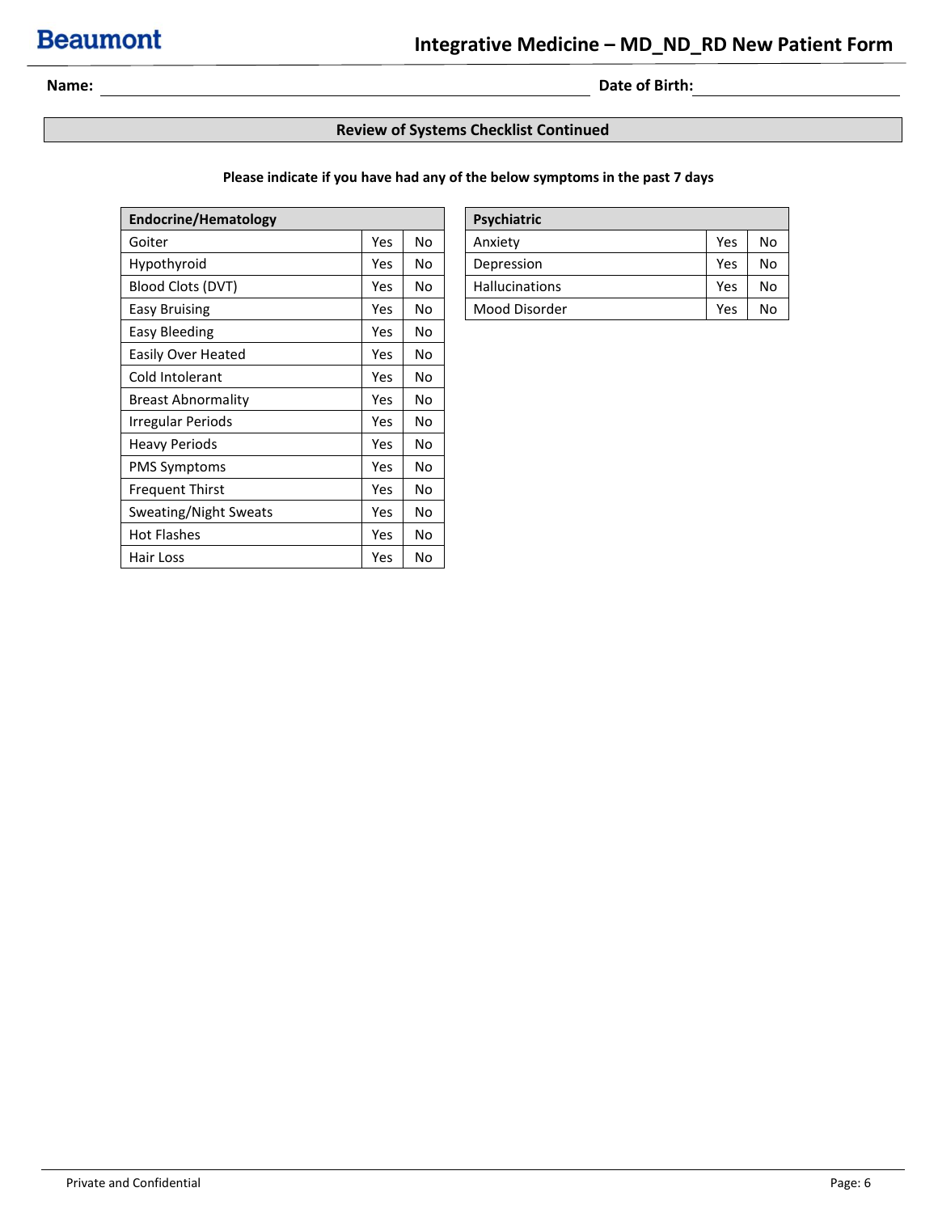Name: ______________________________ Date of Birth: ______________

## Review of Systems Checklist Continued

**Please indicate if you have had any of the below symptoms in the past 7 days**

| Endocrine/Hematology | | |
|---|---|---|
| Goiter | Yes | No |
| Hypothyroid | Yes | No |
| Blood Clots (DVT) | Yes | No |
| Easy Bruising | Yes | No |
| Easy Bleeding | Yes | No |
| Easily Over Heated | Yes | No |
| Cold Intolerant | Yes | No |
| Breast Abnormality | Yes | No |
| Irregular Periods | Yes | No |
| Heavy Periods | Yes | No |
| PMS Symptoms | Yes | No |
| Frequent Thirst | Yes | No |
| Sweating/Night Sweats | Yes | No |
| Hot Flashes | Yes | No |
| Hair Loss | Yes | No |

| Psychiatric | | |
|---|---|---|
| Anxiety | Yes | No |
| Depression | Yes | No |
| Hallucinations | Yes | No |
| Mood Disorder | Yes | No |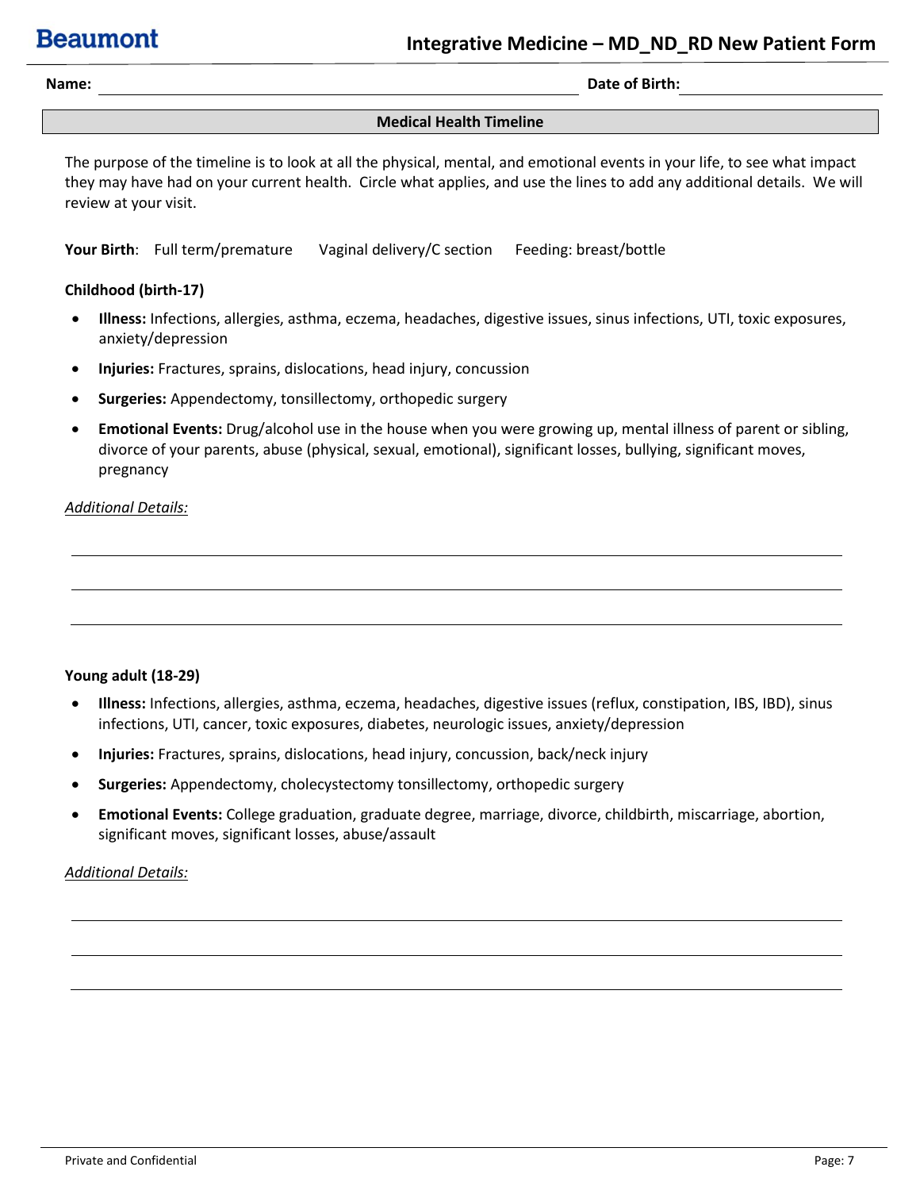Name: ____________________ Date of Birth: ____________________

## Medical Health Timeline

The purpose of the timeline is to look at all the physical, mental, and emotional events in your life, to see what impact they may have had on your current health. Circle what applies, and use the lines to add any additional details. We will review at your visit.

**Your Birth**: Full term/premature Vaginal delivery/C section Feeding: breast/bottle

**Childhood (birth-17)**

- **Illness:** Infections, allergies, asthma, eczema, headaches, digestive issues, sinus infections, UTI, toxic exposures, anxiety/depression
- **Injuries:** Fractures, sprains, dislocations, head injury, concussion
- **Surgeries:** Appendectomy, tonsillectomy, orthopedic surgery
- **Emotional Events:** Drug/alcohol use in the house when you were growing up, mental illness of parent or sibling, divorce of your parents, abuse (physical, sexual, emotional), significant losses, bullying, significant moves, pregnancy

*Additional Details:*

______________________________________________________________________

______________________________________________________________________

______________________________________________________________________

**Young adult (18-29)**

- **Illness:** Infections, allergies, asthma, eczema, headaches, digestive issues (reflux, constipation, IBS, IBD), sinus infections, UTI, cancer, toxic exposures, diabetes, neurologic issues, anxiety/depression
- **Injuries:** Fractures, sprains, dislocations, head injury, concussion, back/neck injury
- **Surgeries:** Appendectomy, cholecystectomy tonsillectomy, orthopedic surgery
- **Emotional Events:** College graduation, graduate degree, marriage, divorce, childbirth, miscarriage, abortion, significant moves, significant losses, abuse/assault

*Additional Details:*

______________________________________________________________________

______________________________________________________________________

______________________________________________________________________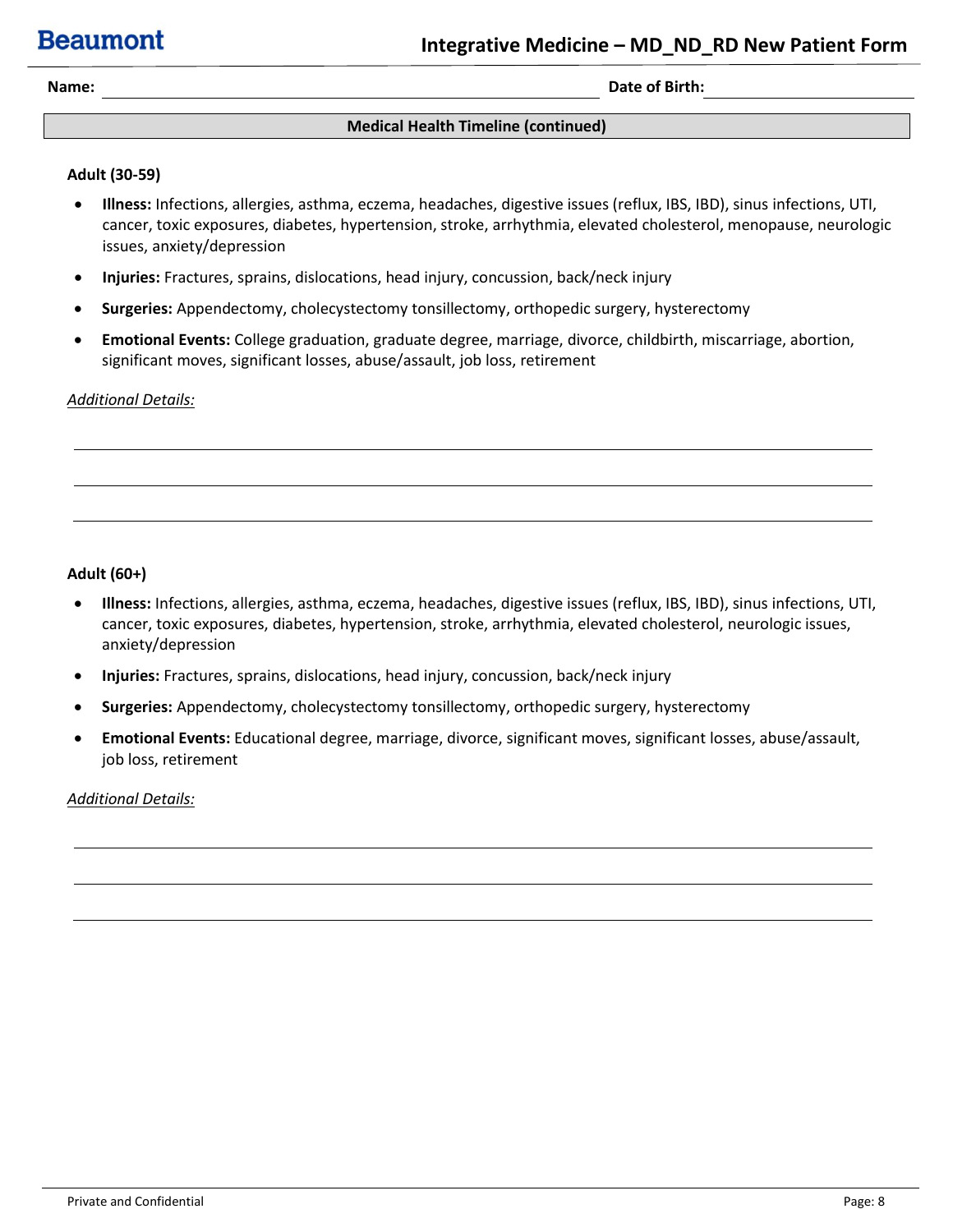Name: _______________ Date of Birth: _______________

## Medical Health Timeline (continued)

**Adult (30-59)**

- **Illness:** Infections, allergies, asthma, eczema, headaches, digestive issues (reflux, IBS, IBD), sinus infections, UTI, cancer, toxic exposures, diabetes, hypertension, stroke, arrhythmia, elevated cholesterol, menopause, neurologic issues, anxiety/depression
- **Injuries:** Fractures, sprains, dislocations, head injury, concussion, back/neck injury
- **Surgeries:** Appendectomy, cholecystectomy tonsillectomy, orthopedic surgery, hysterectomy
- **Emotional Events:** College graduation, graduate degree, marriage, divorce, childbirth, miscarriage, abortion, significant moves, significant losses, abuse/assault, job loss, retirement

*Additional Details:*

_______________________________________________

_______________________________________________

_______________________________________________

**Adult (60+)**

- **Illness:** Infections, allergies, asthma, eczema, headaches, digestive issues (reflux, IBS, IBD), sinus infections, UTI, cancer, toxic exposures, diabetes, hypertension, stroke, arrhythmia, elevated cholesterol, neurologic issues, anxiety/depression
- **Injuries:** Fractures, sprains, dislocations, head injury, concussion, back/neck injury
- **Surgeries:** Appendectomy, cholecystectomy tonsillectomy, orthopedic surgery, hysterectomy
- **Emotional Events:** Educational degree, marriage, divorce, significant moves, significant losses, abuse/assault, job loss, retirement

*Additional Details:*

_______________________________________________

_______________________________________________

_______________________________________________